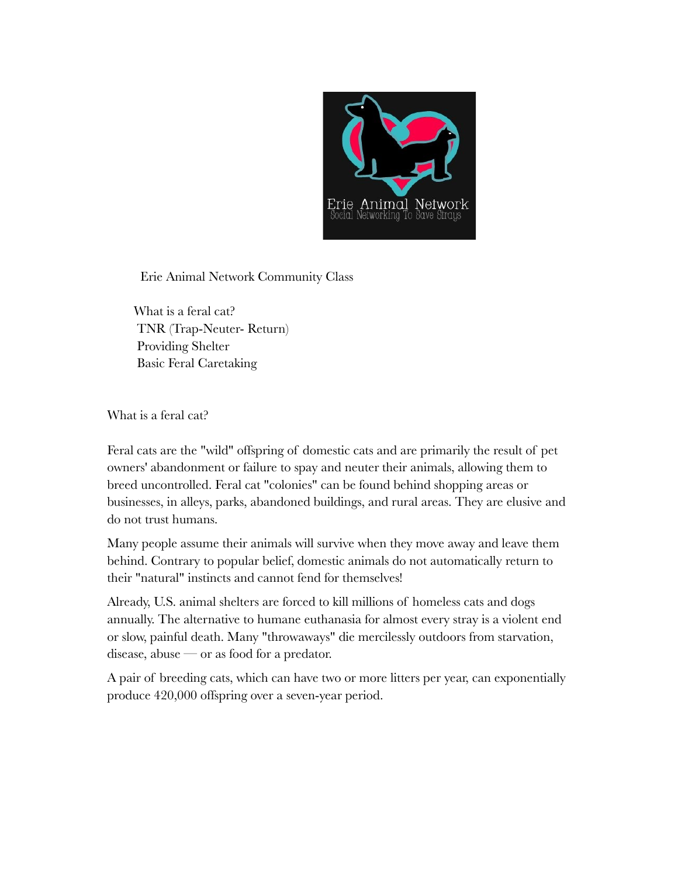Erie Animal Network Community Class

- What is a feral cat?
- TNR (Trap-Neuter- Return)
- Providing Shelter
- Basic Feral Caretaking

## What is a feral cat?

Feral cats are the "wild" offspring of domestic cats and are primarily the result of pet owners' abandonment or failure to spay and neuter their animals, allowing them to breed uncontrolled. Feral cat "colonies" can be found behind shopping areas or businesses, in alleys, parks, abandoned buildings, and rural areas. They are elusive and do not trust humans.

Many people assume their animals will survive when they move away and leave them behind. Contrary to popular belief, domestic animals do not automatically return to their "natural" instincts and cannot fend for themselves!

Already, U.S. animal shelters are forced to kill millions of homeless cats and dogs annually. The alternative to humane euthanasia for almost every stray is a violent end or slow, painful death. Many "throwaways" die mercilessly outdoors from starvation, disease, abuse — or as food for a predator.

A pair of breeding cats, which can have two or more litters per year, can exponentially produce 420,000 offspring over a seven-year period.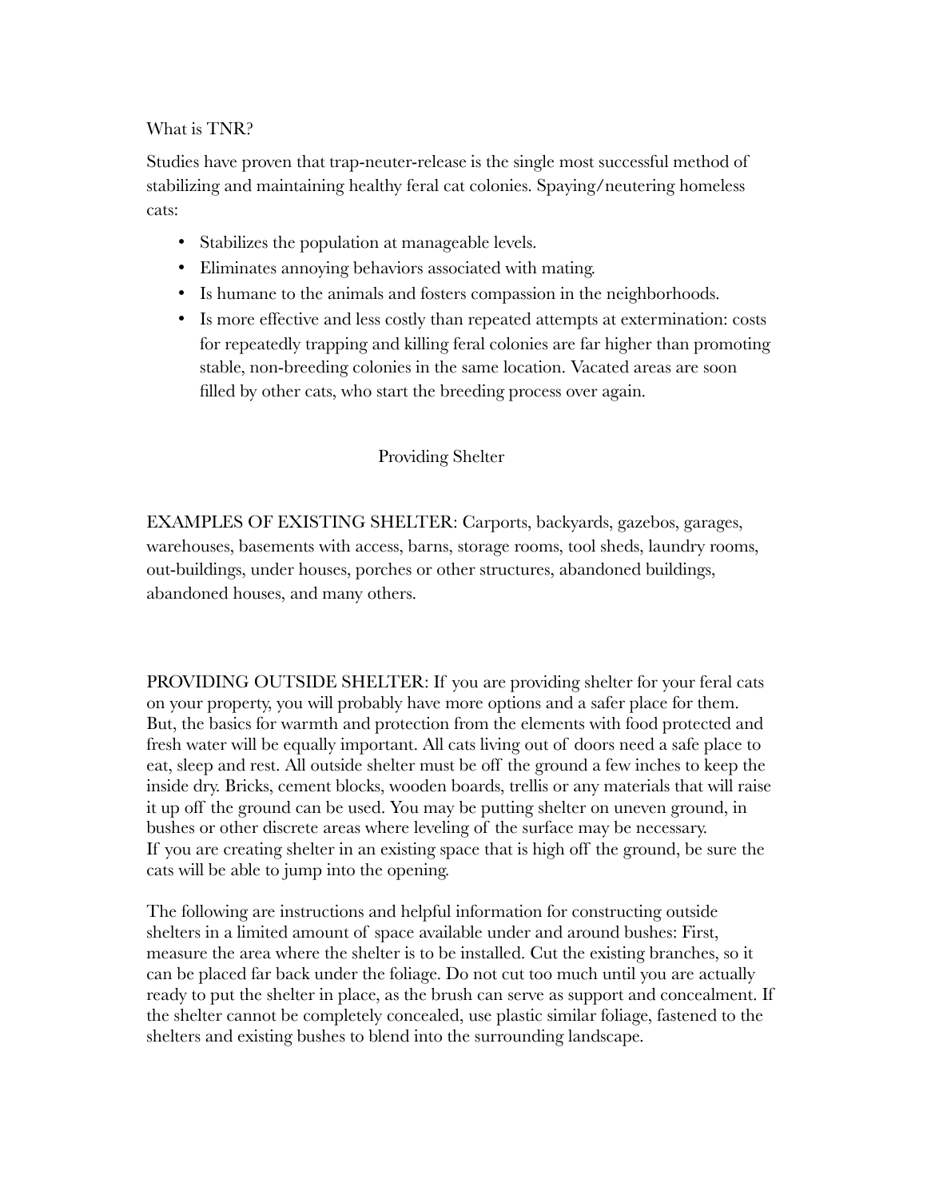What is TNR?

Studies have proven that trap-neuter-release is the single most successful method of stabilizing and maintaining healthy feral cat colonies. Spaying/neutering homeless cats:

- Stabilizes the population at manageable levels.
- Eliminates annoying behaviors associated with mating.
- Is humane to the animals and fosters compassion in the neighborhoods.
- Is more effective and less costly than repeated attempts at extermination: costs for repeatedly trapping and killing feral colonies are far higher than promoting stable, non-breeding colonies in the same location. Vacated areas are soon filled by other cats, who start the breeding process over again.

## Providing Shelter

EXAMPLES OF EXISTING SHELTER: Carports, backyards, gazebos, garages, warehouses, basements with access, barns, storage rooms, tool sheds, laundry rooms, out-buildings, under houses, porches or other structures, abandoned buildings, abandoned houses, and many others.

PROVIDING OUTSIDE SHELTER: If you are providing shelter for your feral cats on your property, you will probably have more options and a safer place for them. But, the basics for warmth and protection from the elements with food protected and fresh water will be equally important. All cats living out of doors need a safe place to eat, sleep and rest. All outside shelter must be off the ground a few inches to keep the inside dry. Bricks, cement blocks, wooden boards, trellis or any materials that will raise it up off the ground can be used. You may be putting shelter on uneven ground, in bushes or other discrete areas where leveling of the surface may be necessary.
If you are creating shelter in an existing space that is high off the ground, be sure the cats will be able to jump into the opening.

The following are instructions and helpful information for constructing outside shelters in a limited amount of space available under and around bushes: First, measure the area where the shelter is to be installed. Cut the existing branches, so it can be placed far back under the foliage. Do not cut too much until you are actually ready to put the shelter in place, as the brush can serve as support and concealment. If the shelter cannot be completely concealed, use plastic similar foliage, fastened to the shelters and existing bushes to blend into the surrounding landscape.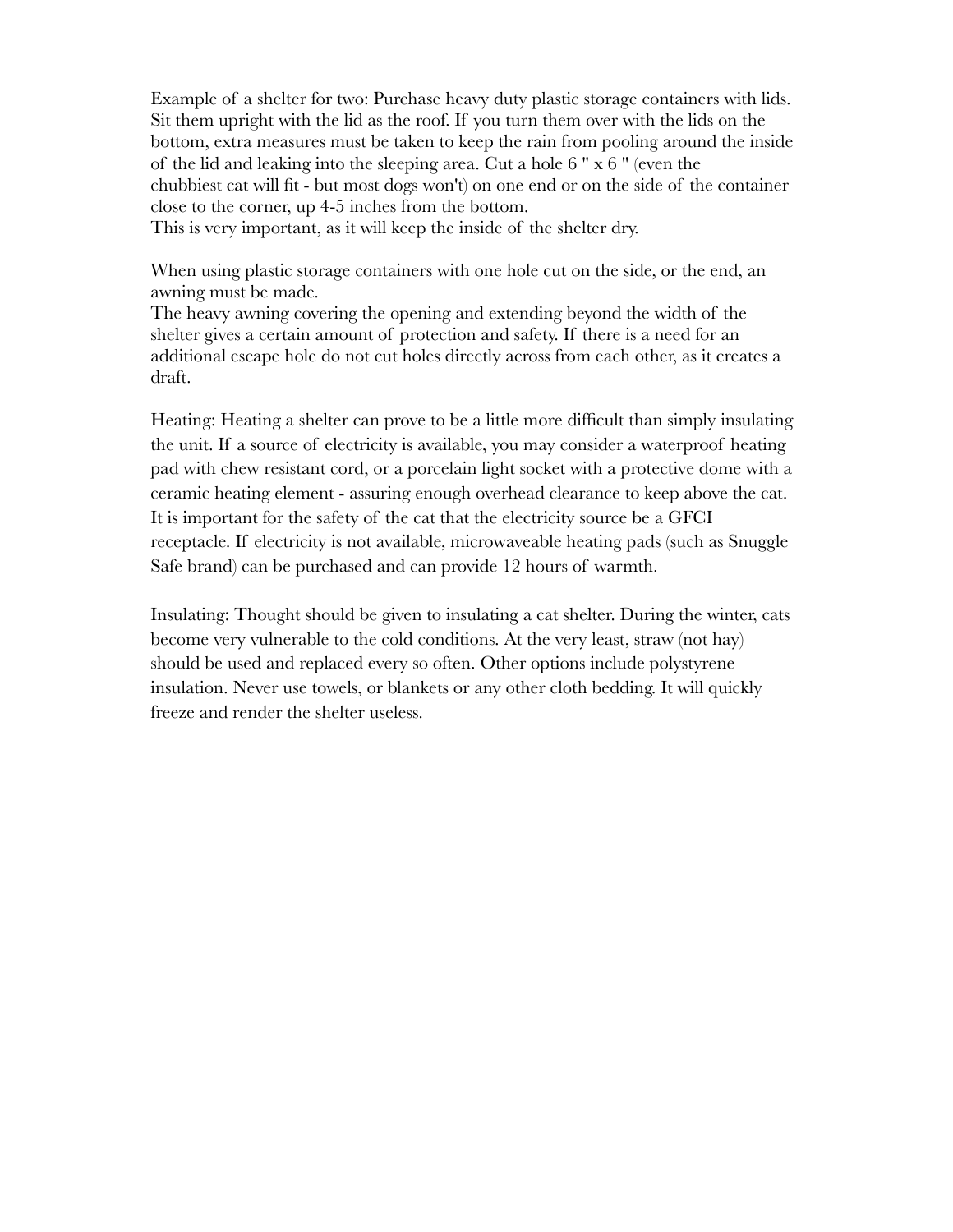Example of a shelter for two: Purchase heavy duty plastic storage containers with lids. Sit them upright with the lid as the roof. If you turn them over with the lids on the bottom, extra measures must be taken to keep the rain from pooling around the inside of the lid and leaking into the sleeping area. Cut a hole 6 " x 6 " (even the chubbiest cat will fit - but most dogs won't) on one end or on the side of the container close to the corner, up 4-5 inches from the bottom.
This is very important, as it will keep the inside of the shelter dry.

When using plastic storage containers with one hole cut on the side, or the end, an awning must be made.
The heavy awning covering the opening and extending beyond the width of the shelter gives a certain amount of protection and safety. If there is a need for an additional escape hole do not cut holes directly across from each other, as it creates a draft.

Heating: Heating a shelter can prove to be a little more difficult than simply insulating the unit. If a source of electricity is available, you may consider a waterproof heating pad with chew resistant cord, or a porcelain light socket with a protective dome with a ceramic heating element - assuring enough overhead clearance to keep above the cat. It is important for the safety of the cat that the electricity source be a GFCI receptacle. If electricity is not available, microwaveable heating pads (such as Snuggle Safe brand) can be purchased and can provide 12 hours of warmth.

Insulating: Thought should be given to insulating a cat shelter. During the winter, cats become very vulnerable to the cold conditions. At the very least, straw (not hay) should be used and replaced every so often. Other options include polystyrene insulation. Never use towels, or blankets or any other cloth bedding. It will quickly freeze and render the shelter useless.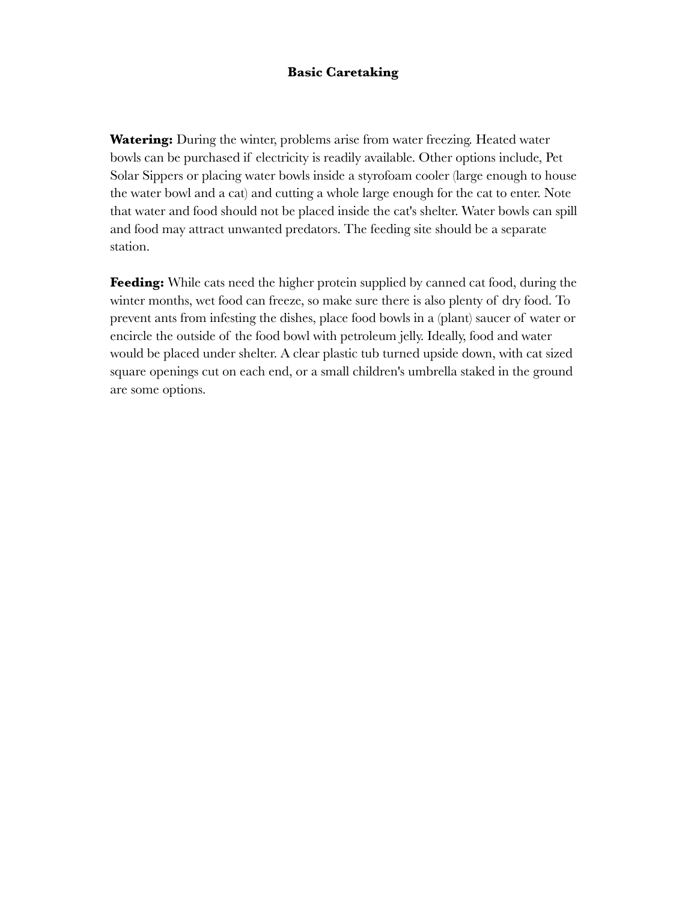**Basic Caretaking**

**Watering:** During the winter, problems arise from water freezing. Heated water bowls can be purchased if electricity is readily available. Other options include, Pet Solar Sippers or placing water bowls inside a styrofoam cooler (large enough to house the water bowl and a cat) and cutting a whole large enough for the cat to enter. Note that water and food should not be placed inside the cat's shelter. Water bowls can spill and food may attract unwanted predators. The feeding site should be a separate station.

**Feeding:** While cats need the higher protein supplied by canned cat food, during the winter months, wet food can freeze, so make sure there is also plenty of dry food. To prevent ants from infesting the dishes, place food bowls in a (plant) saucer of water or encircle the outside of the food bowl with petroleum jelly. Ideally, food and water would be placed under shelter. A clear plastic tub turned upside down, with cat sized square openings cut on each end, or a small children's umbrella staked in the ground are some options.